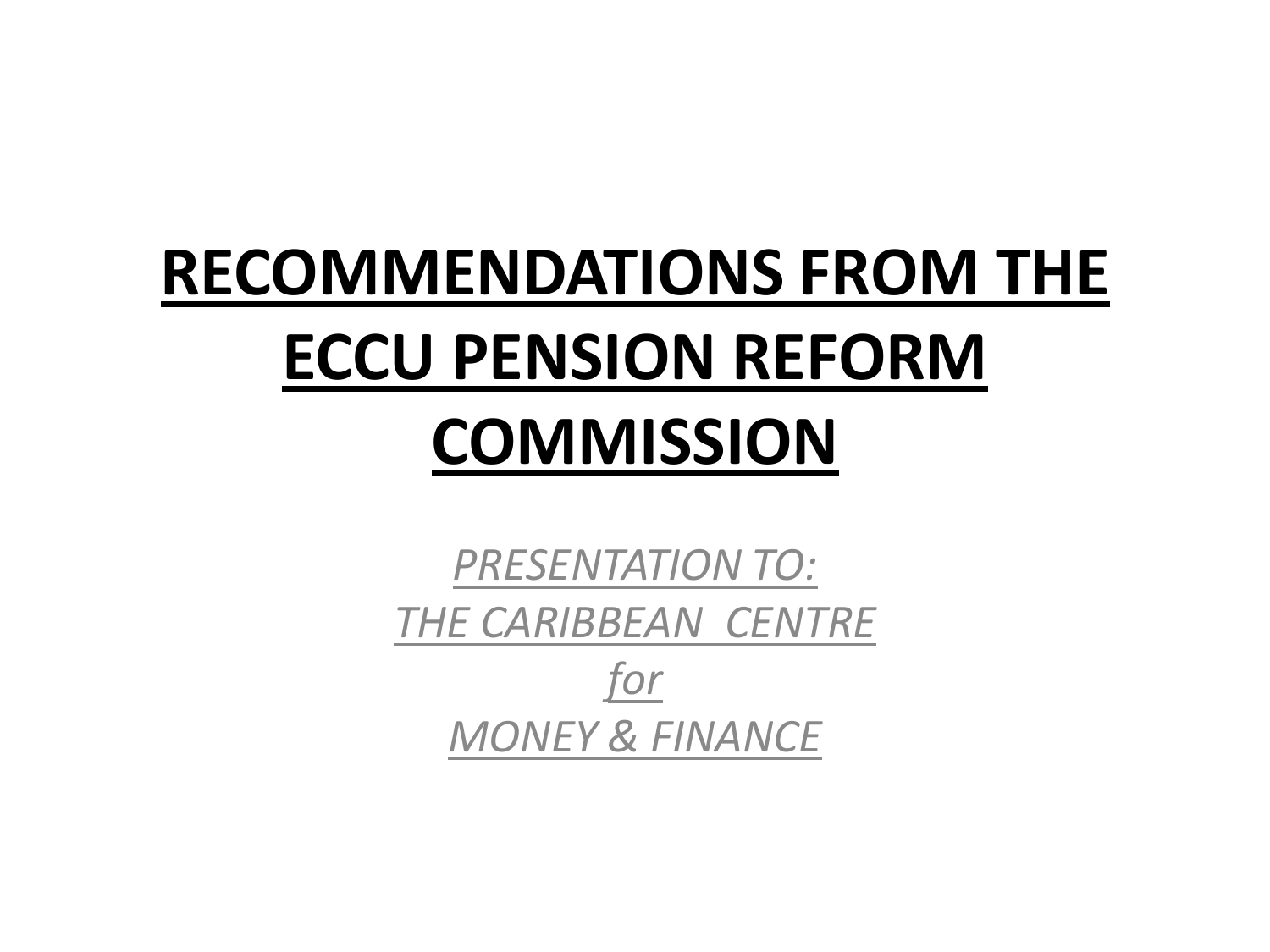# RECOMMENDATIONS FROM THE ECCU PENSION REFORM COMMISSION

*PRESENTATION TO:*
*THE CARIBBEAN CENTRE*
*for*
*MONEY & FINANCE*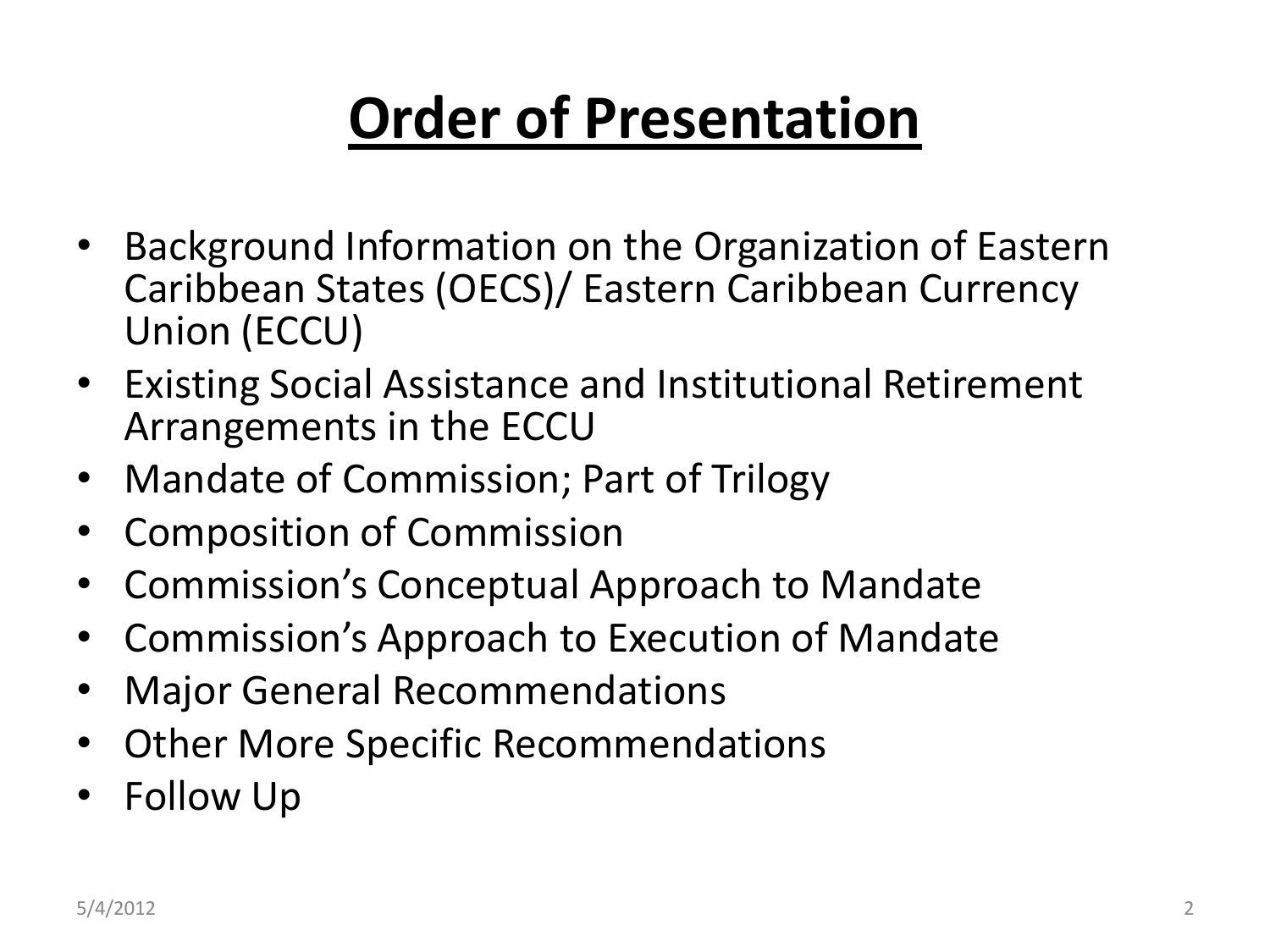# Order of Presentation

- Background Information on the Organization of Eastern Caribbean States (OECS)/ Eastern Caribbean Currency Union (ECCU)
- Existing Social Assistance and Institutional Retirement Arrangements in the ECCU
- Mandate of Commission; Part of Trilogy
- Composition of Commission
- Commission's Conceptual Approach to Mandate
- Commission's Approach to Execution of Mandate
- Major General Recommendations
- Other More Specific Recommendations
- Follow Up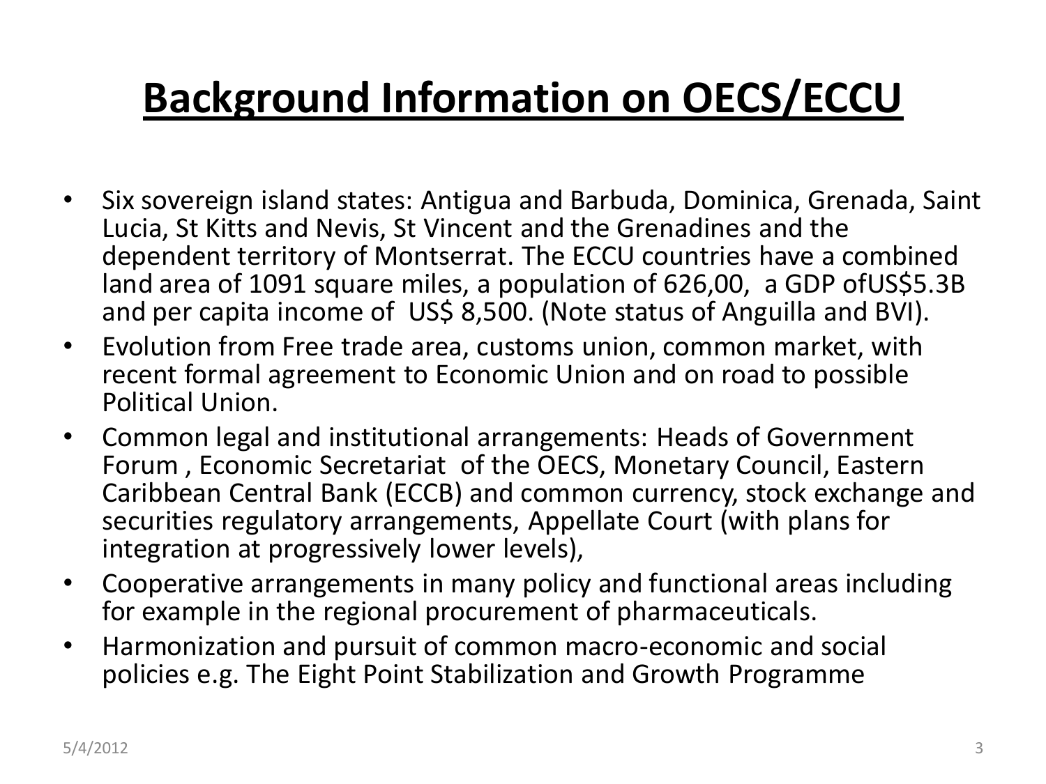# Background Information on OECS/ECCU

- Six sovereign island states: Antigua and Barbuda, Dominica, Grenada, Saint Lucia, St Kitts and Nevis, St Vincent and the Grenadines and the dependent territory of Montserrat. The ECCU countries have a combined land area of 1091 square miles, a population of 626,00, a GDP ofUS$5.3B and per capita income of US$ 8,500. (Note status of Anguilla and BVI).
- Evolution from Free trade area, customs union, common market, with recent formal agreement to Economic Union and on road to possible Political Union.
- Common legal and institutional arrangements: Heads of Government Forum , Economic Secretariat of the OECS, Monetary Council, Eastern Caribbean Central Bank (ECCB) and common currency, stock exchange and securities regulatory arrangements, Appellate Court (with plans for integration at progressively lower levels),
- Cooperative arrangements in many policy and functional areas including for example in the regional procurement of pharmaceuticals.
- Harmonization and pursuit of common macro-economic and social policies e.g. The Eight Point Stabilization and Growth Programme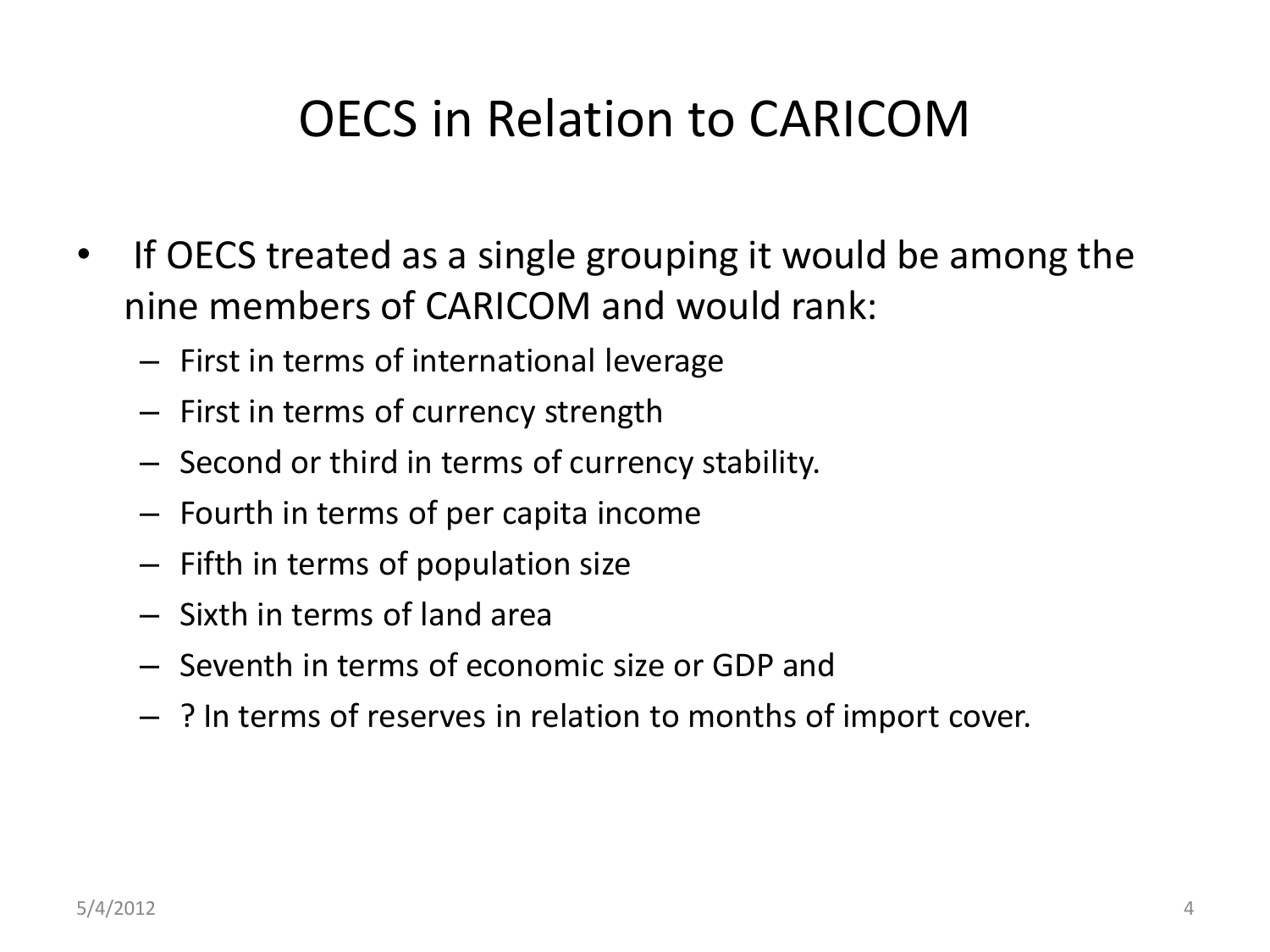# OECS in Relation to CARICOM

- If OECS treated as a single grouping it would be among the nine members of CARICOM and would rank:
  - First in terms of international leverage
  - First in terms of currency strength
  - Second or third in terms of currency stability.
  - Fourth in terms of per capita income
  - Fifth in terms of population size
  - Sixth in terms of land area
  - Seventh in terms of economic size or GDP and
  - ? In terms of reserves in relation to months of import cover.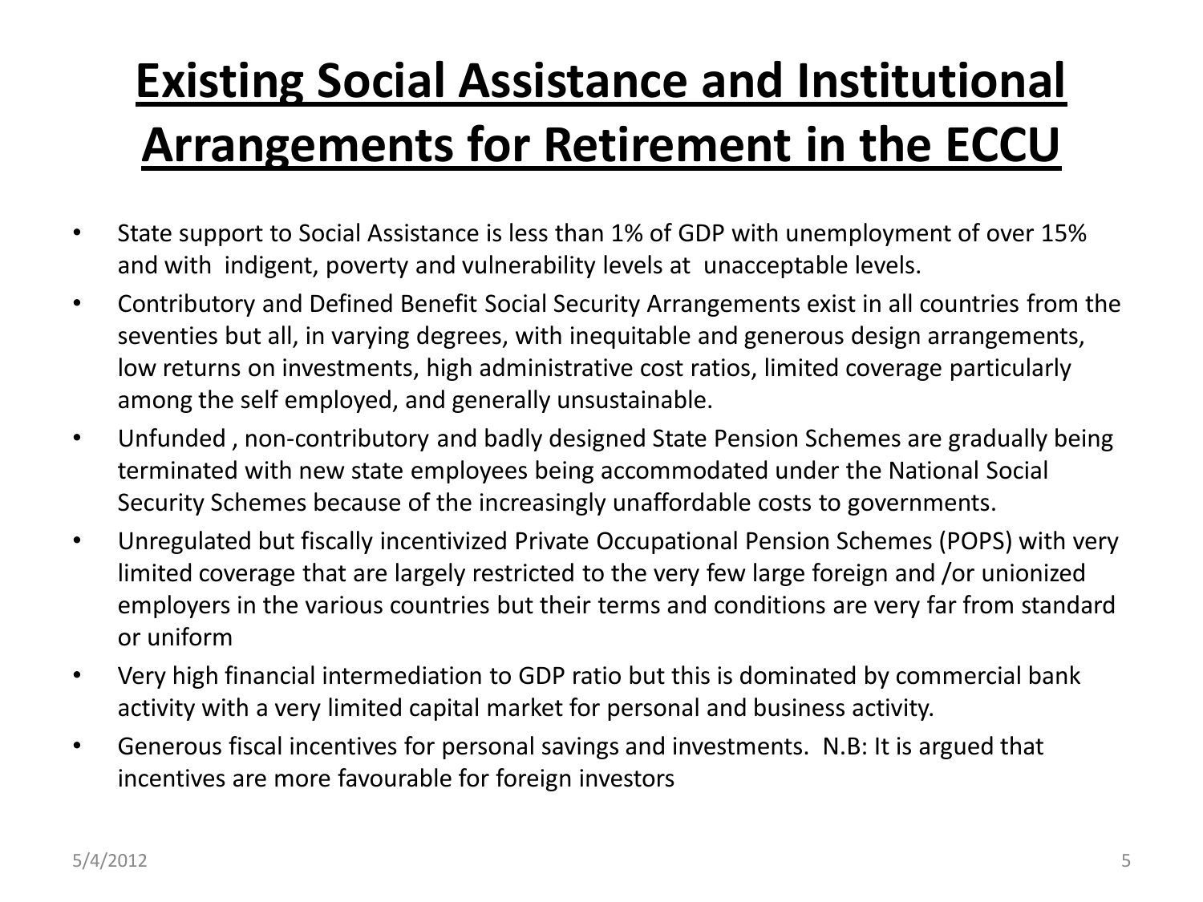# Existing Social Assistance and Institutional Arrangements for Retirement in the ECCU

- State support to Social Assistance is less than 1% of GDP with unemployment of over 15% and with indigent, poverty and vulnerability levels at unacceptable levels.
- Contributory and Defined Benefit Social Security Arrangements exist in all countries from the seventies but all, in varying degrees, with inequitable and generous design arrangements, low returns on investments, high administrative cost ratios, limited coverage particularly among the self employed, and generally unsustainable.
- Unfunded , non-contributory and badly designed State Pension Schemes are gradually being terminated with new state employees being accommodated under the National Social Security Schemes because of the increasingly unaffordable costs to governments.
- Unregulated but fiscally incentivized Private Occupational Pension Schemes (POPS) with very limited coverage that are largely restricted to the very few large foreign and /or unionized employers in the various countries but their terms and conditions are very far from standard or uniform
- Very high financial intermediation to GDP ratio but this is dominated by commercial bank activity with a very limited capital market for personal and business activity.
- Generous fiscal incentives for personal savings and investments. N.B: It is argued that incentives are more favourable for foreign investors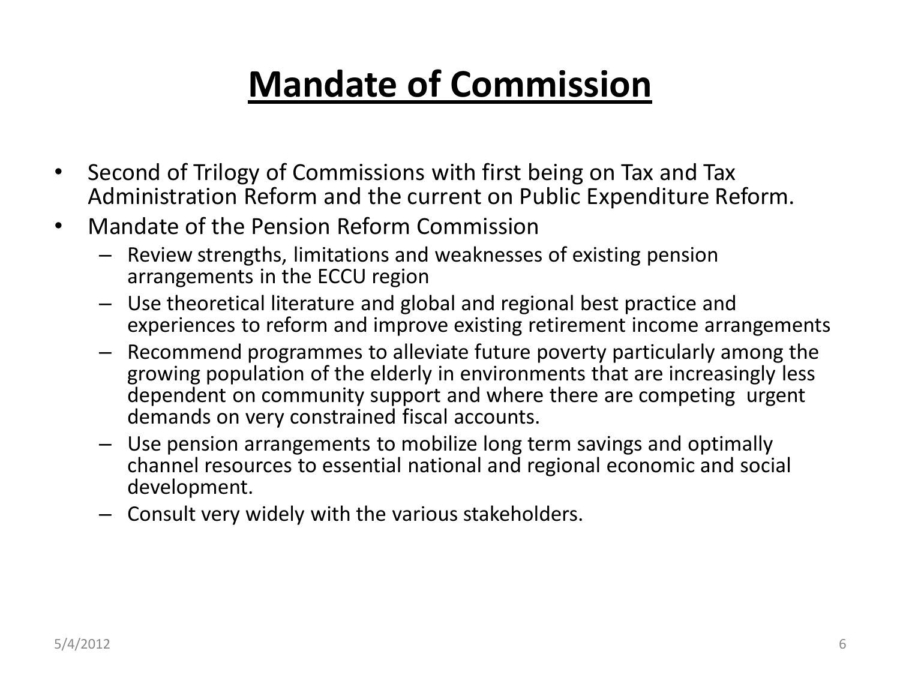# Mandate of Commission

- Second of Trilogy of Commissions with first being on Tax and Tax Administration Reform and the current on Public Expenditure Reform.
- Mandate of the Pension Reform Commission
  - Review strengths, limitations and weaknesses of existing pension arrangements in the ECCU region
  - Use theoretical literature and global and regional best practice and experiences to reform and improve existing retirement income arrangements
  - Recommend programmes to alleviate future poverty particularly among the growing population of the elderly in environments that are increasingly less dependent on community support and where there are competing urgent demands on very constrained fiscal accounts.
  - Use pension arrangements to mobilize long term savings and optimally channel resources to essential national and regional economic and social development.
  - Consult very widely with the various stakeholders.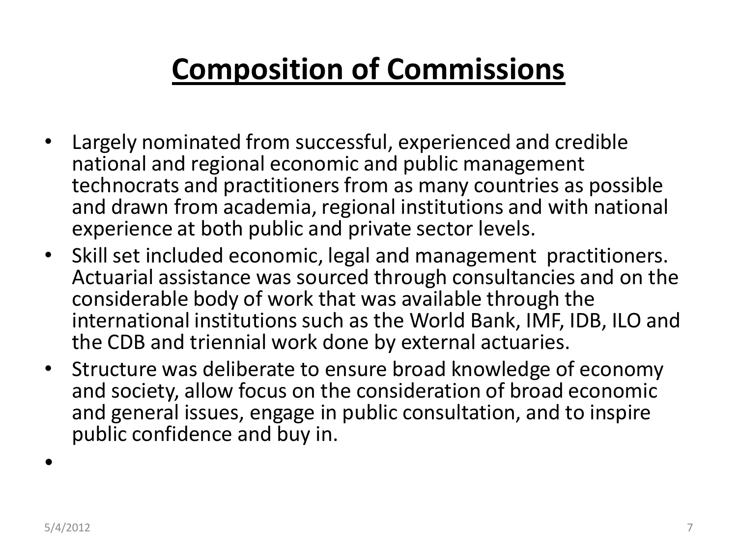# Composition of Commissions

- Largely nominated from successful, experienced and credible national and regional economic and public management technocrats and practitioners from as many countries as possible and drawn from academia, regional institutions and with national experience at both public and private sector levels.
- Skill set included economic, legal and management practitioners. Actuarial assistance was sourced through consultancies and on the considerable body of work that was available through the international institutions such as the World Bank, IMF, IDB, ILO and the CDB and triennial work done by external actuaries.
- Structure was deliberate to ensure broad knowledge of economy and society, allow focus on the consideration of broad economic and general issues, engage in public consultation, and to inspire public confidence and buy in.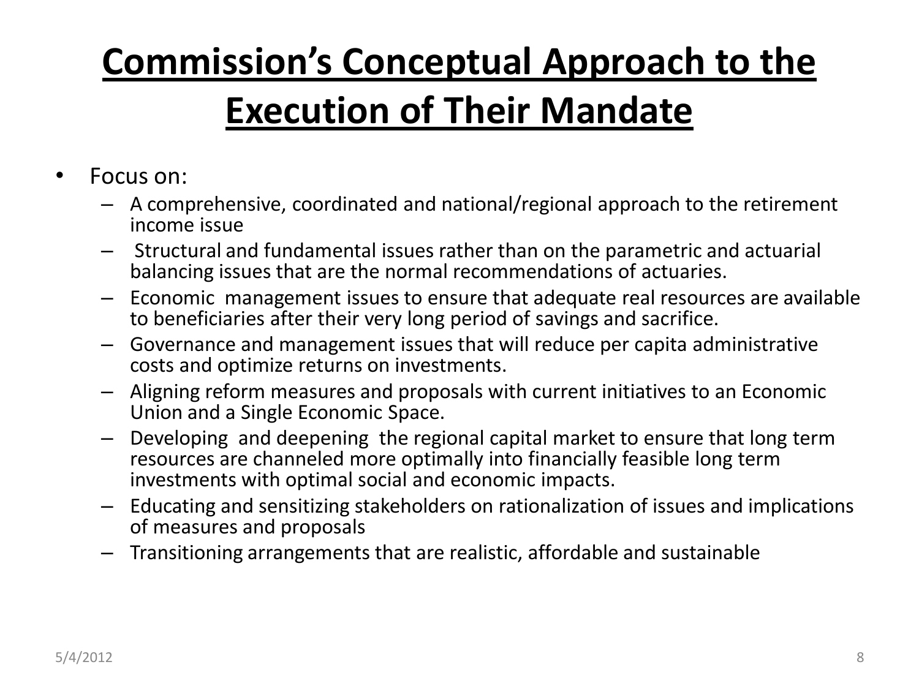# Commission's Conceptual Approach to the Execution of Their Mandate

- Focus on:
  - A comprehensive, coordinated and national/regional approach to the retirement income issue
  - Structural and fundamental issues rather than on the parametric and actuarial balancing issues that are the normal recommendations of actuaries.
  - Economic management issues to ensure that adequate real resources are available to beneficiaries after their very long period of savings and sacrifice.
  - Governance and management issues that will reduce per capita administrative costs and optimize returns on investments.
  - Aligning reform measures and proposals with current initiatives to an Economic Union and a Single Economic Space.
  - Developing and deepening the regional capital market to ensure that long term resources are channeled more optimally into financially feasible long term investments with optimal social and economic impacts.
  - Educating and sensitizing stakeholders on rationalization of issues and implications of measures and proposals
  - Transitioning arrangements that are realistic, affordable and sustainable

5/4/2012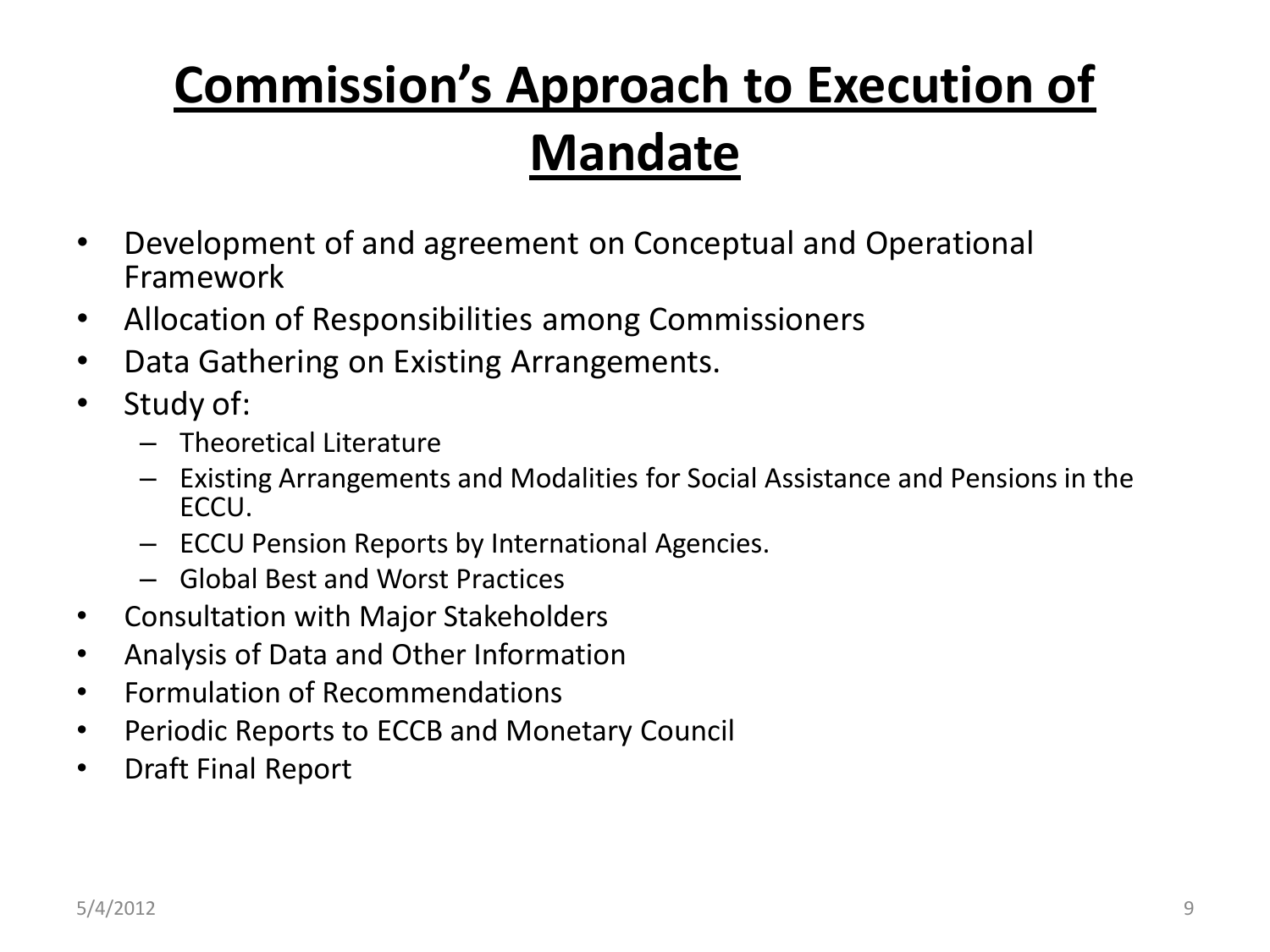# <u>Commission's Approach to Execution of Mandate</u>

- Development of and agreement on Conceptual and Operational Framework
- Allocation of Responsibilities among Commissioners
- Data Gathering on Existing Arrangements.
- Study of:
  - Theoretical Literature
  - Existing Arrangements and Modalities for Social Assistance and Pensions in the ECCU.
  - ECCU Pension Reports by International Agencies.
  - Global Best and Worst Practices
- Consultation with Major Stakeholders
- Analysis of Data and Other Information
- Formulation of Recommendations
- Periodic Reports to ECCB and Monetary Council
- Draft Final Report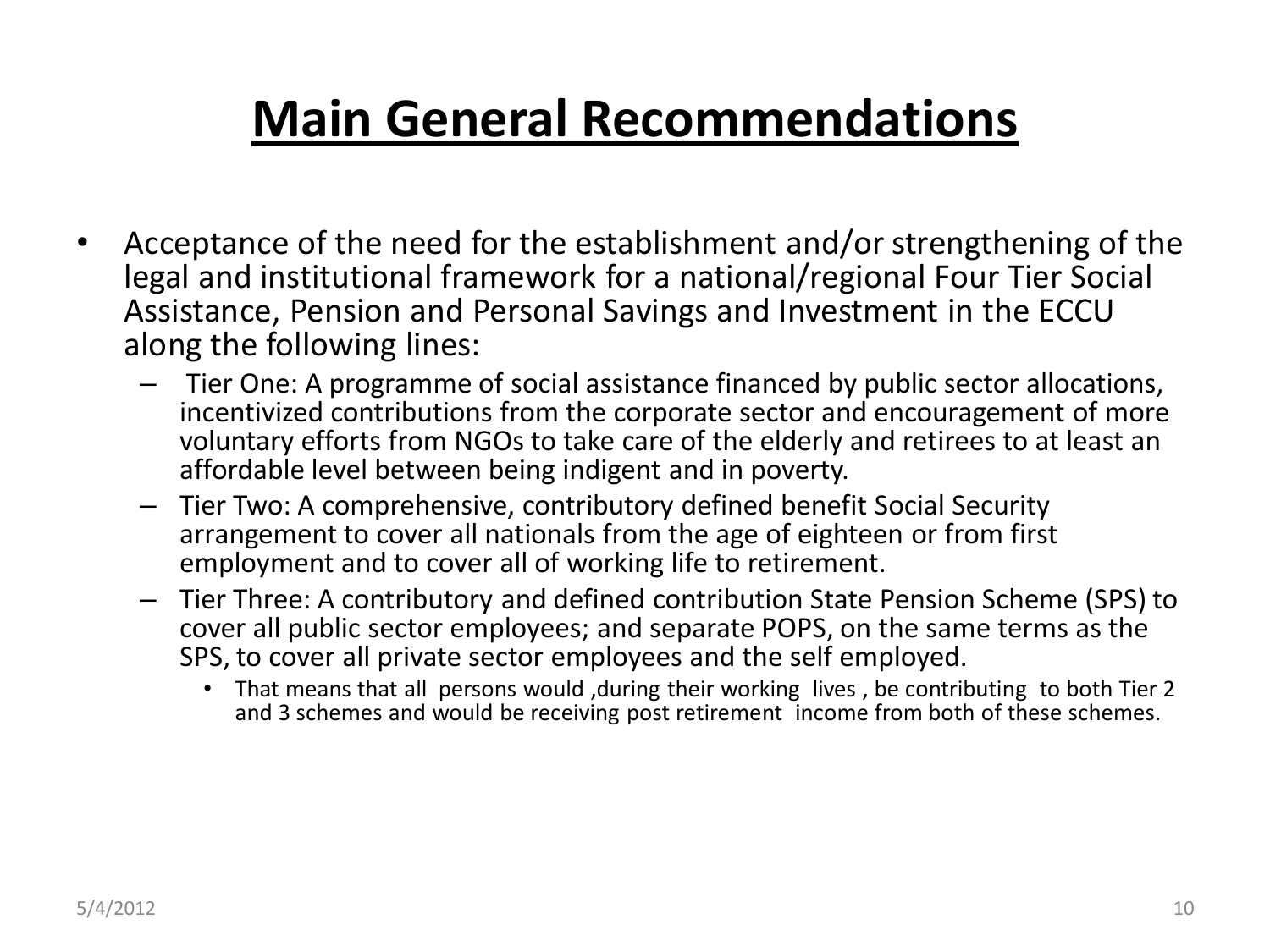# Main General Recommendations

- Acceptance of the need for the establishment and/or strengthening of the legal and institutional framework for a national/regional Four Tier Social Assistance, Pension and Personal Savings and Investment in the ECCU along the following lines:
  - Tier One: A programme of social assistance financed by public sector allocations, incentivized contributions from the corporate sector and encouragement of more voluntary efforts from NGOs to take care of the elderly and retirees to at least an affordable level between being indigent and in poverty.
  - Tier Two: A comprehensive, contributory defined benefit Social Security arrangement to cover all nationals from the age of eighteen or from first employment and to cover all of working life to retirement.
  - Tier Three: A contributory and defined contribution State Pension Scheme (SPS) to cover all public sector employees; and separate POPS, on the same terms as the SPS, to cover all private sector employees and the self employed.
    - That means that all persons would ,during their working lives , be contributing to both Tier 2 and 3 schemes and would be receiving post retirement income from both of these schemes.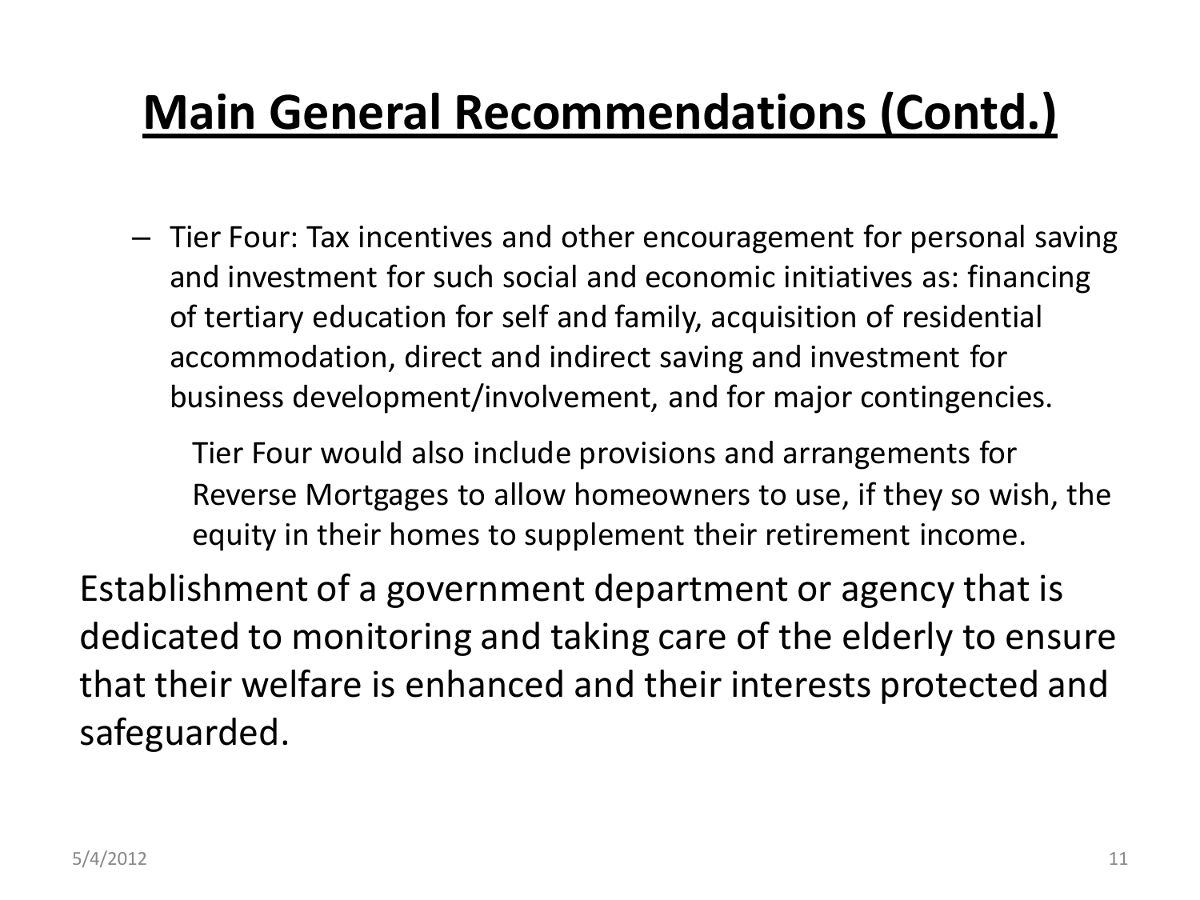# Main General Recommendations (Contd.)

- Tier Four: Tax incentives and other encouragement for personal saving and investment for such social and economic initiatives as: financing of tertiary education for self and family, acquisition of residential accommodation, direct and indirect saving and investment for business development/involvement, and for major contingencies.

  Tier Four would also include provisions and arrangements for Reverse Mortgages to allow homeowners to use, if they so wish, the equity in their homes to supplement their retirement income.

Establishment of a government department or agency that is dedicated to monitoring and taking care of the elderly to ensure that their welfare is enhanced and their interests protected and safeguarded.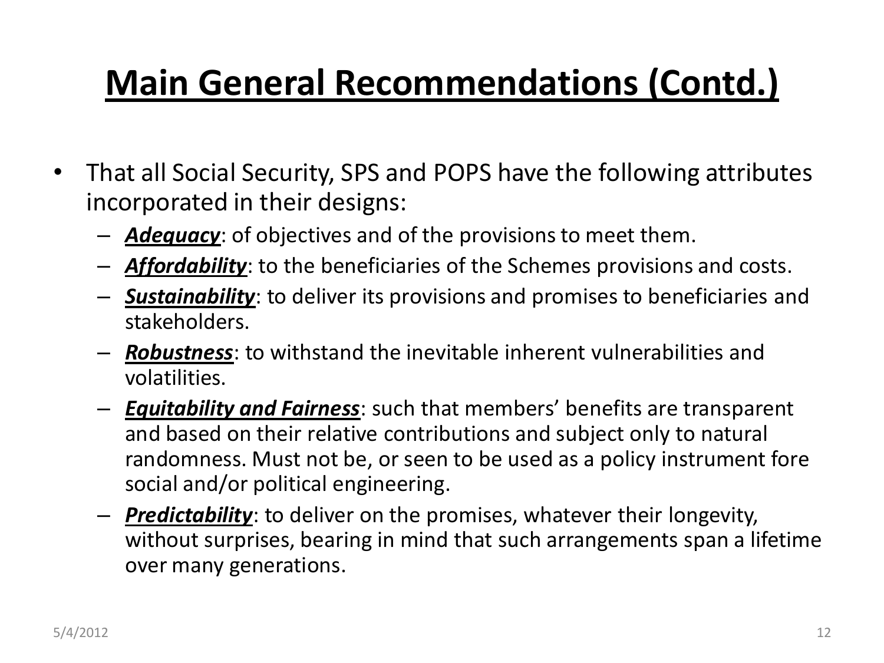# Main General Recommendations (Contd.)

- That all Social Security, SPS and POPS have the following attributes incorporated in their designs:
  - ***Adequacy***: of objectives and of the provisions to meet them.
  - ***Affordability***: to the beneficiaries of the Schemes provisions and costs.
  - ***Sustainability***: to deliver its provisions and promises to beneficiaries and stakeholders.
  - ***Robustness***: to withstand the inevitable inherent vulnerabilities and volatilities.
  - ***Equitability and Fairness***: such that members' benefits are transparent and based on their relative contributions and subject only to natural randomness. Must not be, or seen to be used as a policy instrument fore social and/or political engineering.
  - ***Predictability***: to deliver on the promises, whatever their longevity, without surprises, bearing in mind that such arrangements span a lifetime over many generations.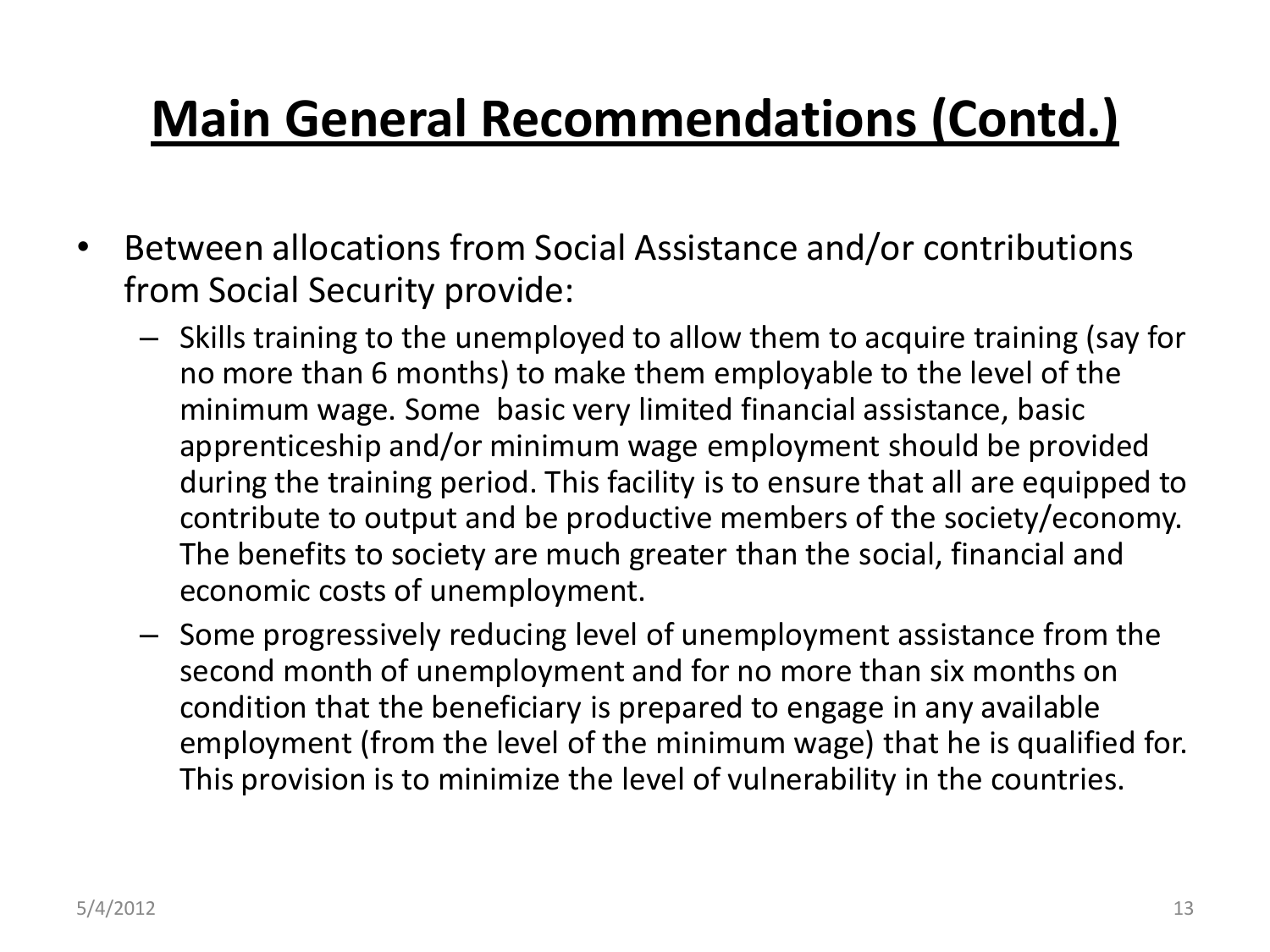# Main General Recommendations (Contd.)

- Between allocations from Social Assistance and/or contributions from Social Security provide:
  - Skills training to the unemployed to allow them to acquire training (say for no more than 6 months) to make them employable to the level of the minimum wage. Some basic very limited financial assistance, basic apprenticeship and/or minimum wage employment should be provided during the training period. This facility is to ensure that all are equipped to contribute to output and be productive members of the society/economy. The benefits to society are much greater than the social, financial and economic costs of unemployment.
  - Some progressively reducing level of unemployment assistance from the second month of unemployment and for no more than six months on condition that the beneficiary is prepared to engage in any available employment (from the level of the minimum wage) that he is qualified for. This provision is to minimize the level of vulnerability in the countries.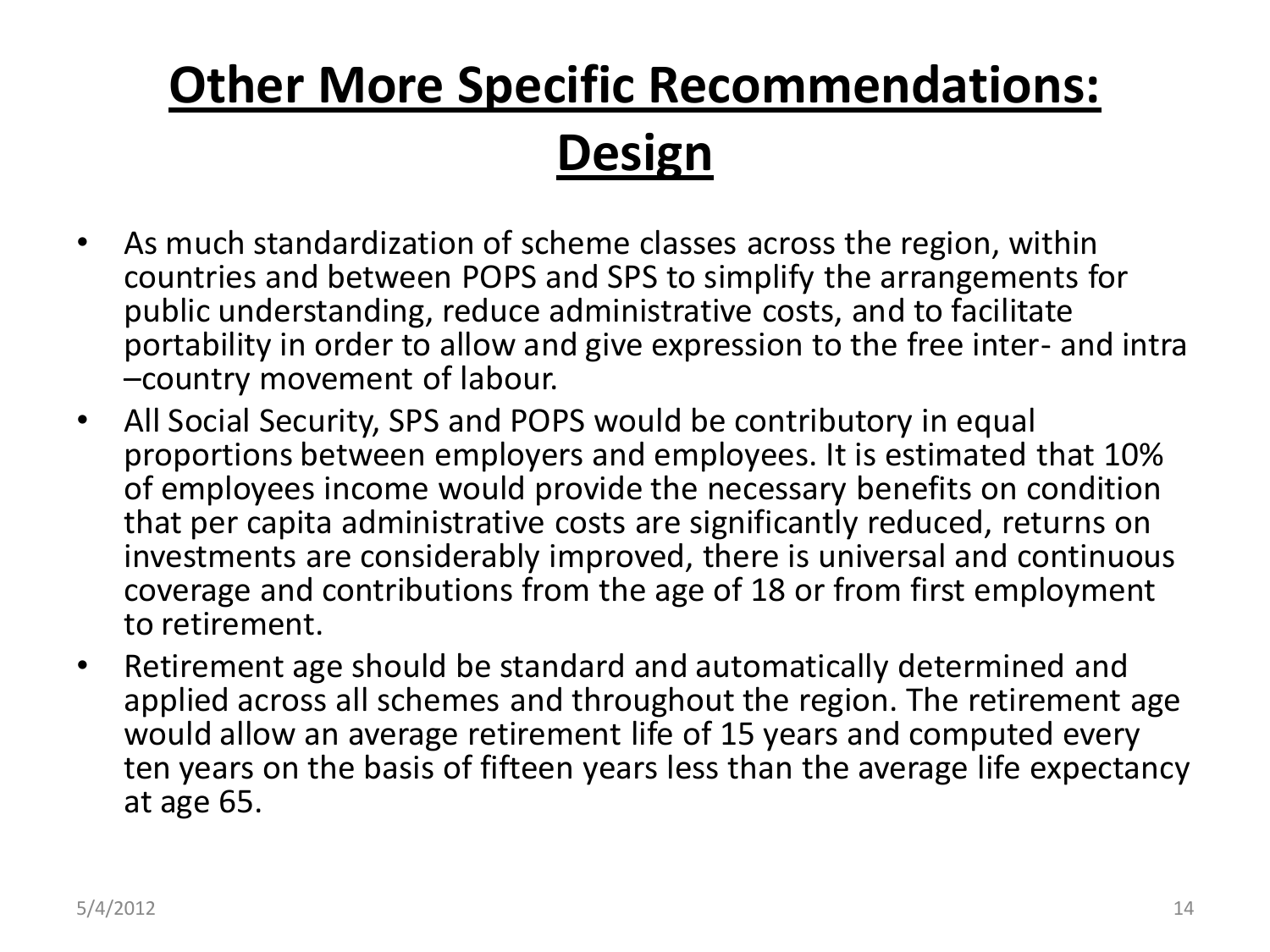# Other More Specific Recommendations: Design

- As much standardization of scheme classes across the region, within countries and between POPS and SPS to simplify the arrangements for public understanding, reduce administrative costs, and to facilitate portability in order to allow and give expression to the free inter- and intra –country movement of labour.
- All Social Security, SPS and POPS would be contributory in equal proportions between employers and employees. It is estimated that 10% of employees income would provide the necessary benefits on condition that per capita administrative costs are significantly reduced, returns on investments are considerably improved, there is universal and continuous coverage and contributions from the age of 18 or from first employment to retirement.
- Retirement age should be standard and automatically determined and applied across all schemes and throughout the region. The retirement age would allow an average retirement life of 15 years and computed every ten years on the basis of fifteen years less than the average life expectancy at age 65.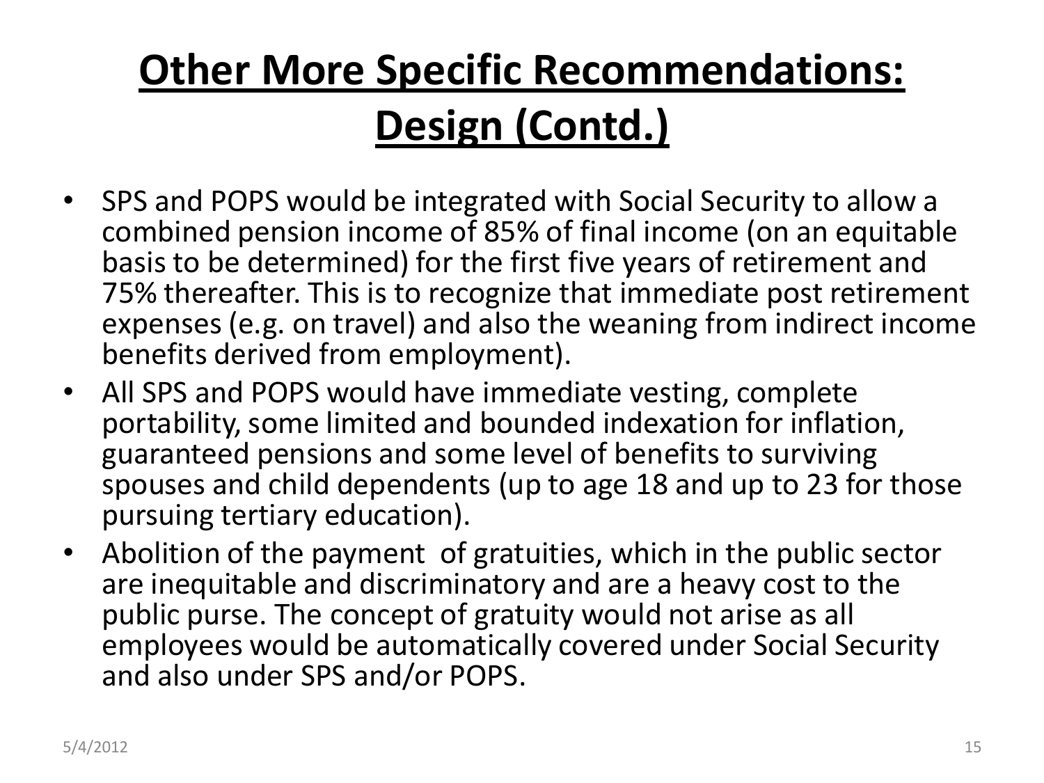# Other More Specific Recommendations: Design (Contd.)

- SPS and POPS would be integrated with Social Security to allow a combined pension income of 85% of final income (on an equitable basis to be determined) for the first five years of retirement and 75% thereafter. This is to recognize that immediate post retirement expenses (e.g. on travel) and also the weaning from indirect income benefits derived from employment).
- All SPS and POPS would have immediate vesting, complete portability, some limited and bounded indexation for inflation, guaranteed pensions and some level of benefits to surviving spouses and child dependents (up to age 18 and up to 23 for those pursuing tertiary education).
- Abolition of the payment of gratuities, which in the public sector are inequitable and discriminatory and are a heavy cost to the public purse. The concept of gratuity would not arise as all employees would be automatically covered under Social Security and also under SPS and/or POPS.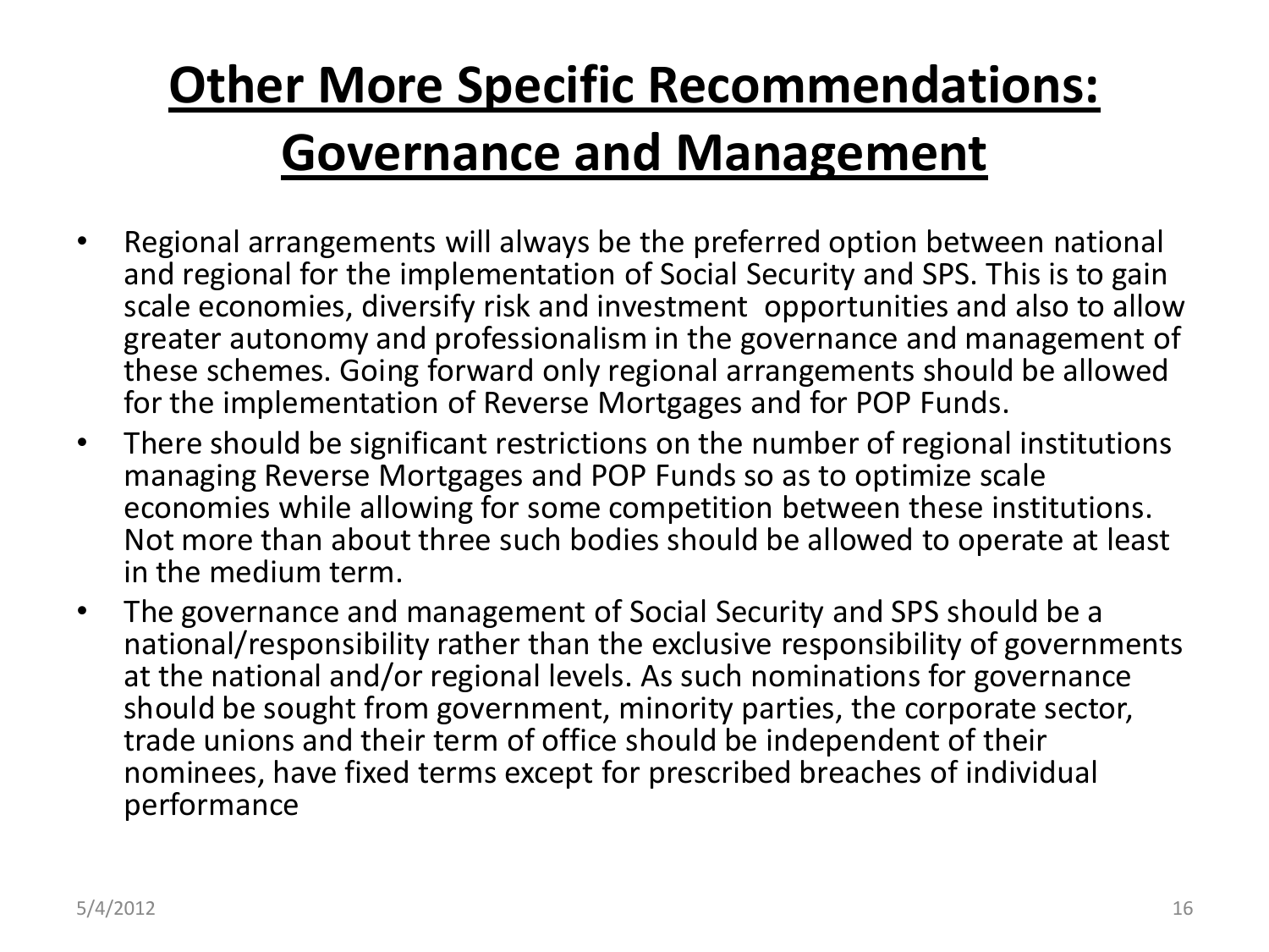# Other More Specific Recommendations: Governance and Management

- Regional arrangements will always be the preferred option between national and regional for the implementation of Social Security and SPS. This is to gain scale economies, diversify risk and investment opportunities and also to allow greater autonomy and professionalism in the governance and management of these schemes. Going forward only regional arrangements should be allowed for the implementation of Reverse Mortgages and for POP Funds.
- There should be significant restrictions on the number of regional institutions managing Reverse Mortgages and POP Funds so as to optimize scale economies while allowing for some competition between these institutions. Not more than about three such bodies should be allowed to operate at least in the medium term.
- The governance and management of Social Security and SPS should be a national/responsibility rather than the exclusive responsibility of governments at the national and/or regional levels. As such nominations for governance should be sought from government, minority parties, the corporate sector, trade unions and their term of office should be independent of their nominees, have fixed terms except for prescribed breaches of individual performance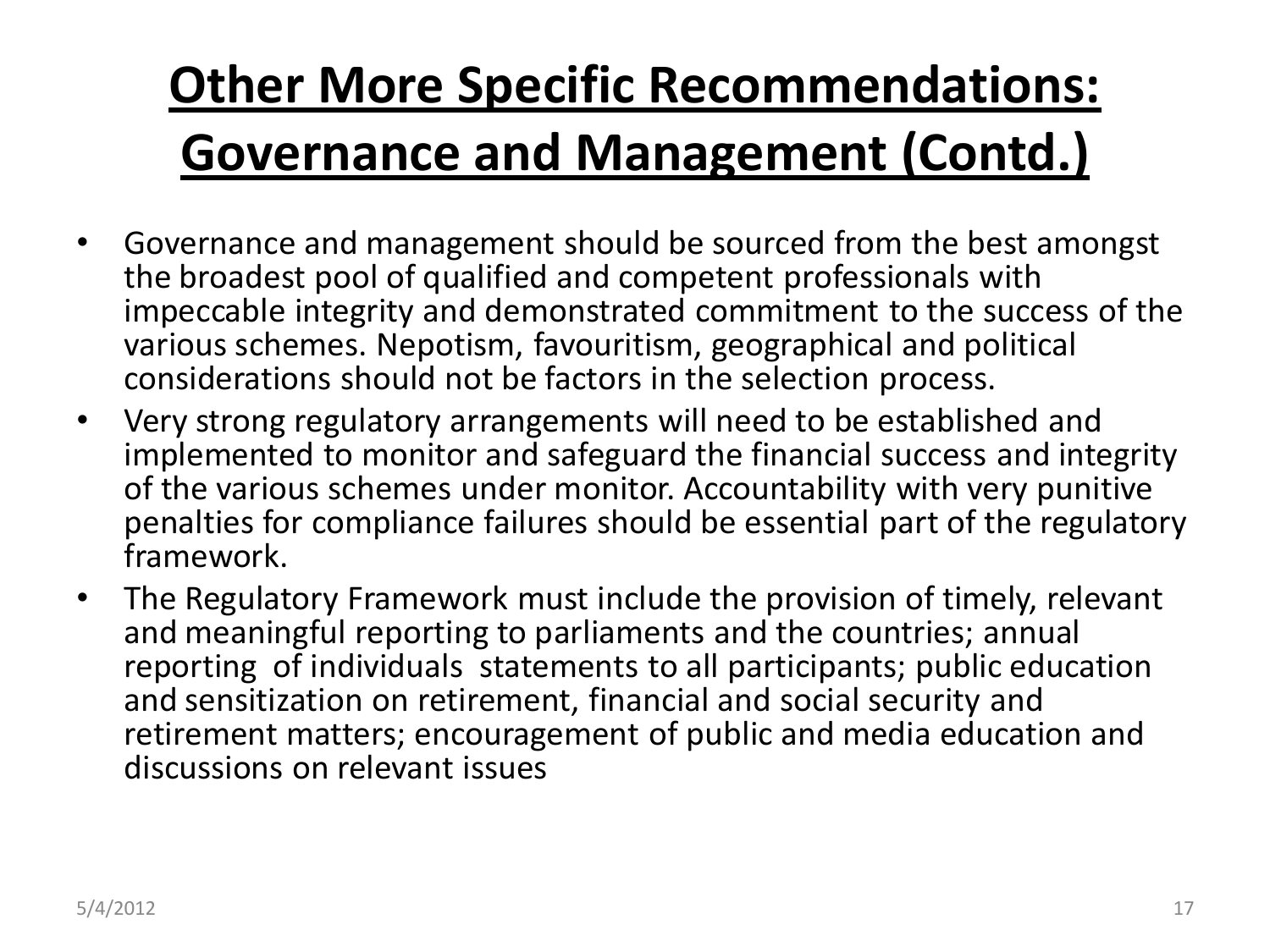# Other More Specific Recommendations: Governance and Management (Contd.)

- Governance and management should be sourced from the best amongst the broadest pool of qualified and competent professionals with impeccable integrity and demonstrated commitment to the success of the various schemes. Nepotism, favouritism, geographical and political considerations should not be factors in the selection process.
- Very strong regulatory arrangements will need to be established and implemented to monitor and safeguard the financial success and integrity of the various schemes under monitor. Accountability with very punitive penalties for compliance failures should be essential part of the regulatory framework.
- The Regulatory Framework must include the provision of timely, relevant and meaningful reporting to parliaments and the countries; annual reporting of individuals statements to all participants; public education and sensitization on retirement, financial and social security and retirement matters; encouragement of public and media education and discussions on relevant issues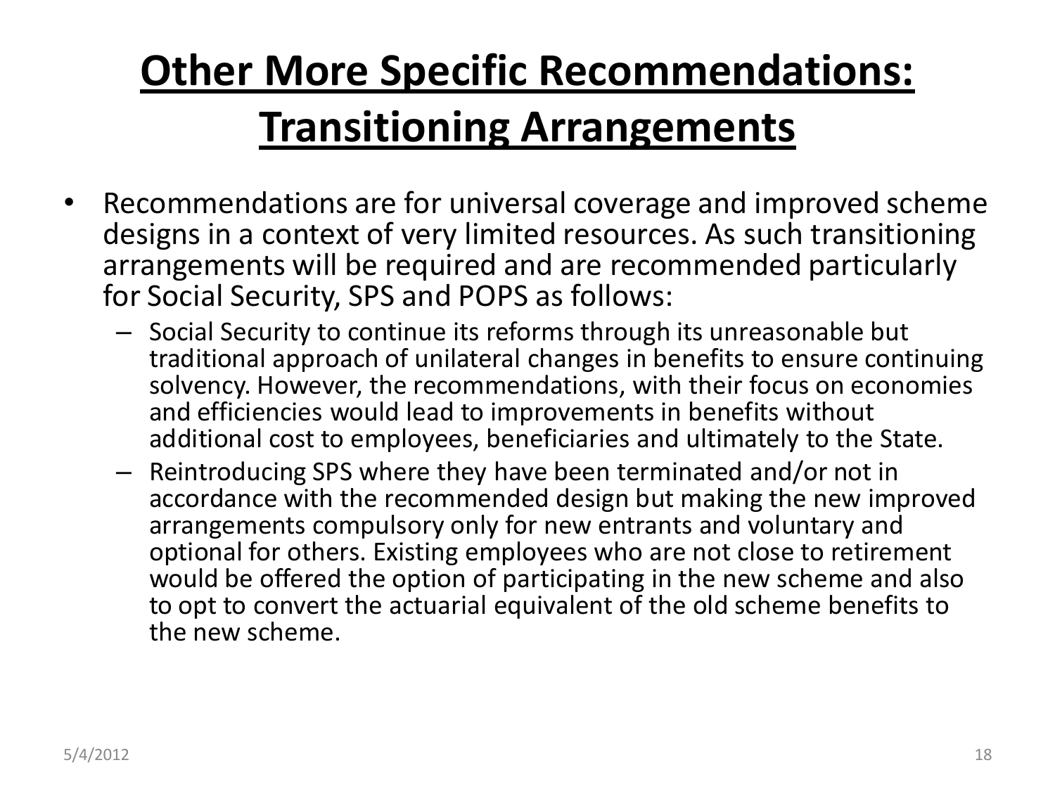# Other More Specific Recommendations: Transitioning Arrangements

- Recommendations are for universal coverage and improved scheme designs in a context of very limited resources. As such transitioning arrangements will be required and are recommended particularly for Social Security, SPS and POPS as follows:
  - Social Security to continue its reforms through its unreasonable but traditional approach of unilateral changes in benefits to ensure continuing solvency. However, the recommendations, with their focus on economies and efficiencies would lead to improvements in benefits without additional cost to employees, beneficiaries and ultimately to the State.
  - Reintroducing SPS where they have been terminated and/or not in accordance with the recommended design but making the new improved arrangements compulsory only for new entrants and voluntary and optional for others. Existing employees who are not close to retirement would be offered the option of participating in the new scheme and also to opt to convert the actuarial equivalent of the old scheme benefits to the new scheme.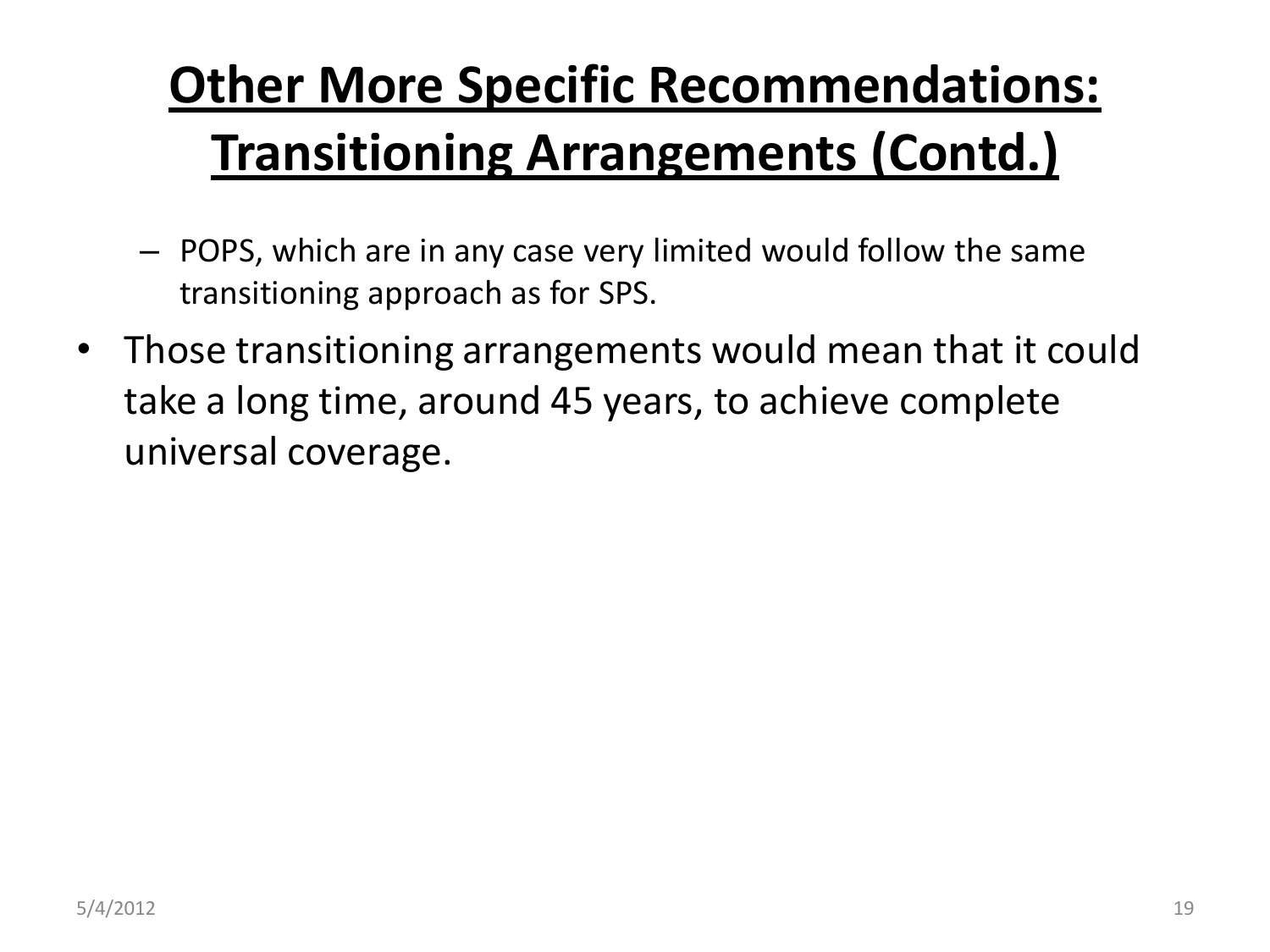# Other More Specific Recommendations: Transitioning Arrangements (Contd.)

  - POPS, which are in any case very limited would follow the same transitioning approach as for SPS.
- Those transitioning arrangements would mean that it could take a long time, around 45 years, to achieve complete universal coverage.

5/4/2012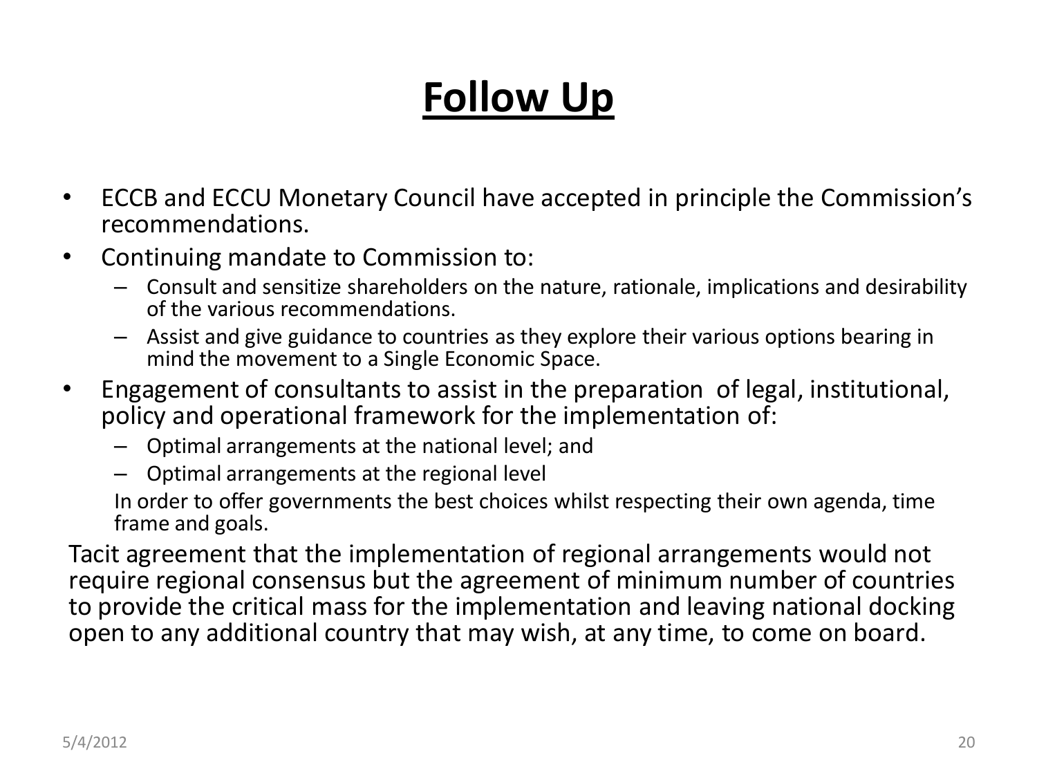# Follow Up

- ECCB and ECCU Monetary Council have accepted in principle the Commission's recommendations.
- Continuing mandate to Commission to:
  - Consult and sensitize shareholders on the nature, rationale, implications and desirability of the various recommendations.
  - Assist and give guidance to countries as they explore their various options bearing in mind the movement to a Single Economic Space.
- Engagement of consultants to assist in the preparation of legal, institutional, policy and operational framework for the implementation of:
  - Optimal arrangements at the national level; and
  - Optimal arrangements at the regional level

  In order to offer governments the best choices whilst respecting their own agenda, time frame and goals.

Tacit agreement that the implementation of regional arrangements would not require regional consensus but the agreement of minimum number of countries to provide the critical mass for the implementation and leaving national docking open to any additional country that may wish, at any time, to come on board.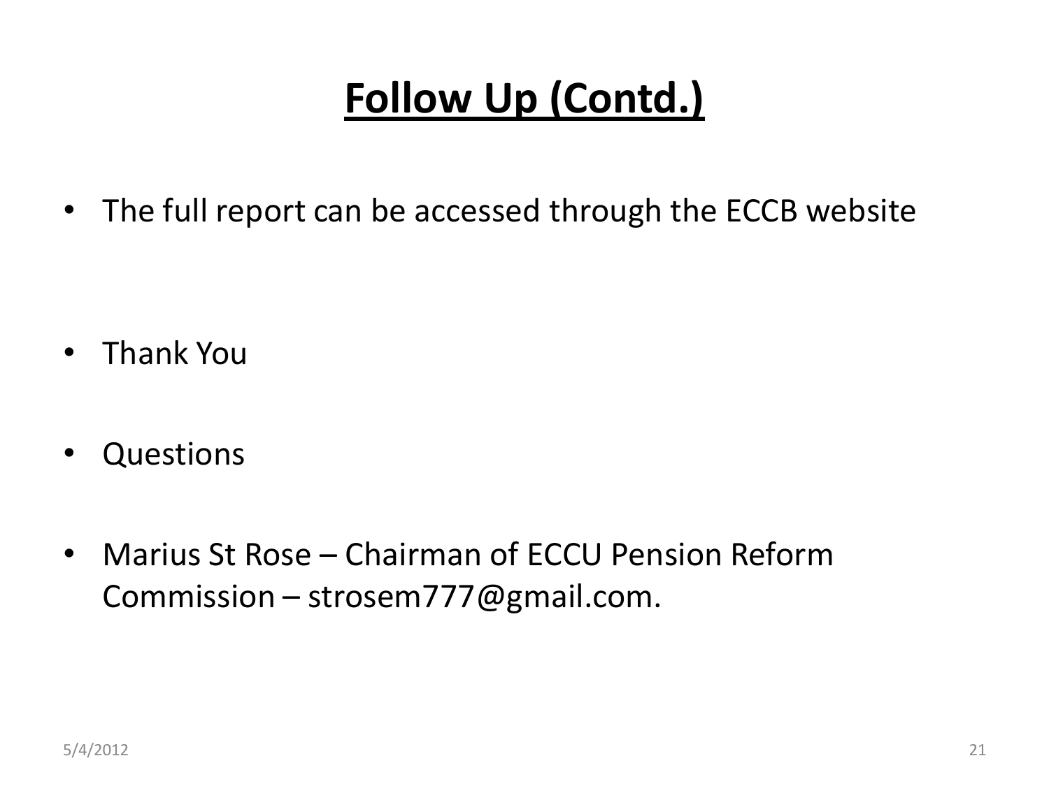# **Follow Up (Contd.)**

- The full report can be accessed through the ECCB website

- Thank You

- Questions

- Marius St Rose – Chairman of ECCU Pension Reform Commission – strosem777@gmail.com.